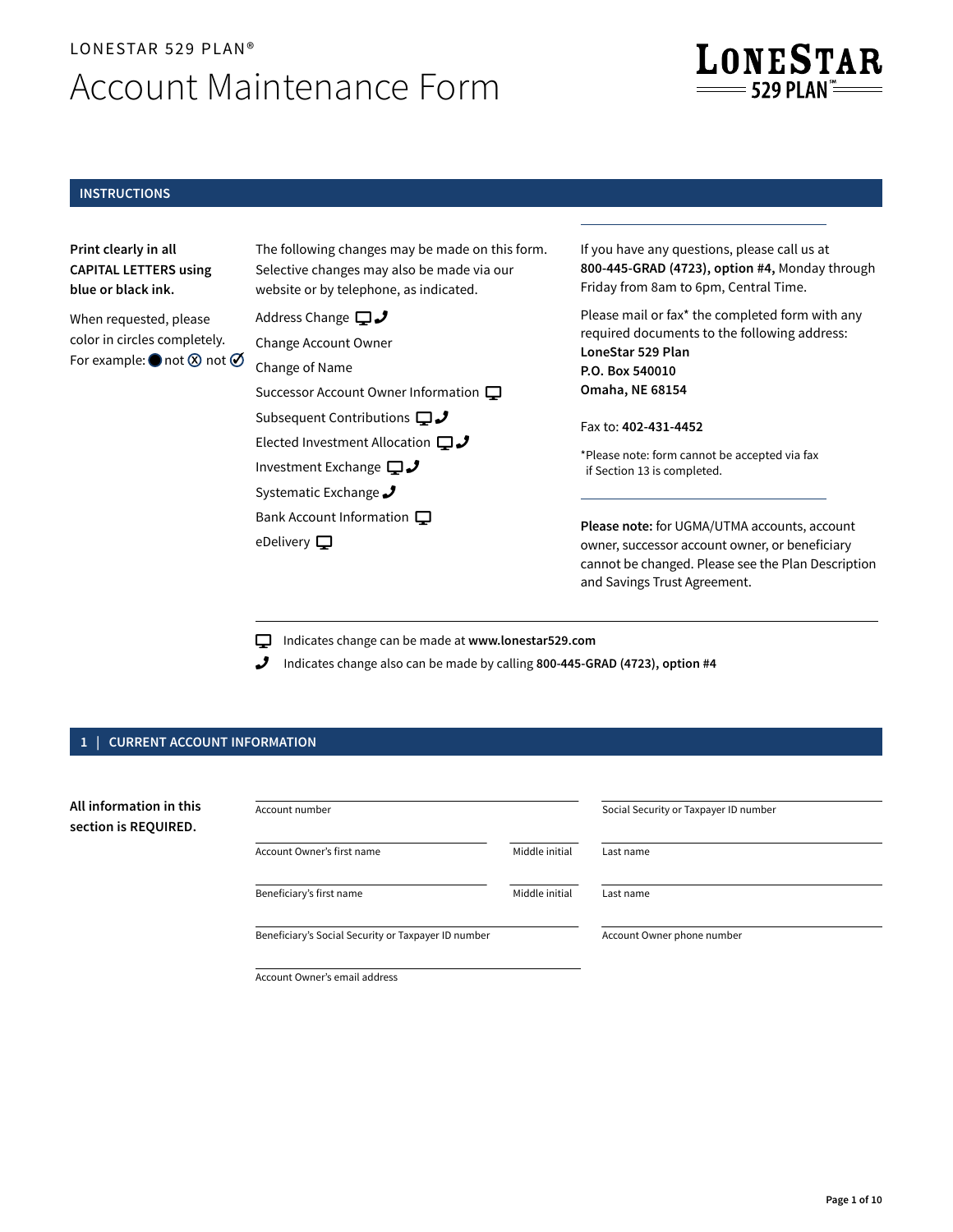LONESTAR 529 PLAN®

# Account Maintenance Form

LONESTAR 529 PLAN℠

## INSTRUCTIONS

**Print clearly in all CAPITAL LETTERS using blue or black ink.**

When requested, please color in circles completely. For example: ● not ⊗ not ✓

The following changes may be made on this form. Selective changes may also be made via our website or by telephone, as indicated.

- Address Change 🖥 📞
- Change Account Owner
- Change of Name
- Successor Account Owner Information 🖥
- Subsequent Contributions 🖥 📞
- Elected Investment Allocation 🖥 📞
- Investment Exchange 🖥 📞
- Systematic Exchange 📞
- Bank Account Information 🖥
- eDelivery 🖥

If you have any questions, please call us at **800-445-GRAD (4723), option #4,** Monday through Friday from 8am to 6pm, Central Time.

Please mail or fax* the completed form with any required documents to the following address:
**LoneStar 529 Plan**
**P.O. Box 540010**
**Omaha, NE 68154**

Fax to: **402-431-4452**

*Please note: form cannot be accepted via fax if Section 13 is completed.

**Please note:** for UGMA/UTMA accounts, account owner, successor account owner, or beneficiary cannot be changed. Please see the Plan Description and Savings Trust Agreement.

🖥 Indicates change can be made at **www.lonestar529.com**

📞 Indicates change also can be made by calling **800-445-GRAD (4723), option #4**

## 1 | CURRENT ACCOUNT INFORMATION

**All information in this section is REQUIRED.**

Account number ______________________ Social Security or Taxpayer ID number ______________________

Account Owner's first name ______________________ Middle initial ____ Last name ______________________

Beneficiary's first name ______________________ Middle initial ____ Last name ______________________

Beneficiary's Social Security or Taxpayer ID number ______________________ Account Owner phone number ______________________

Account Owner's email address ______________________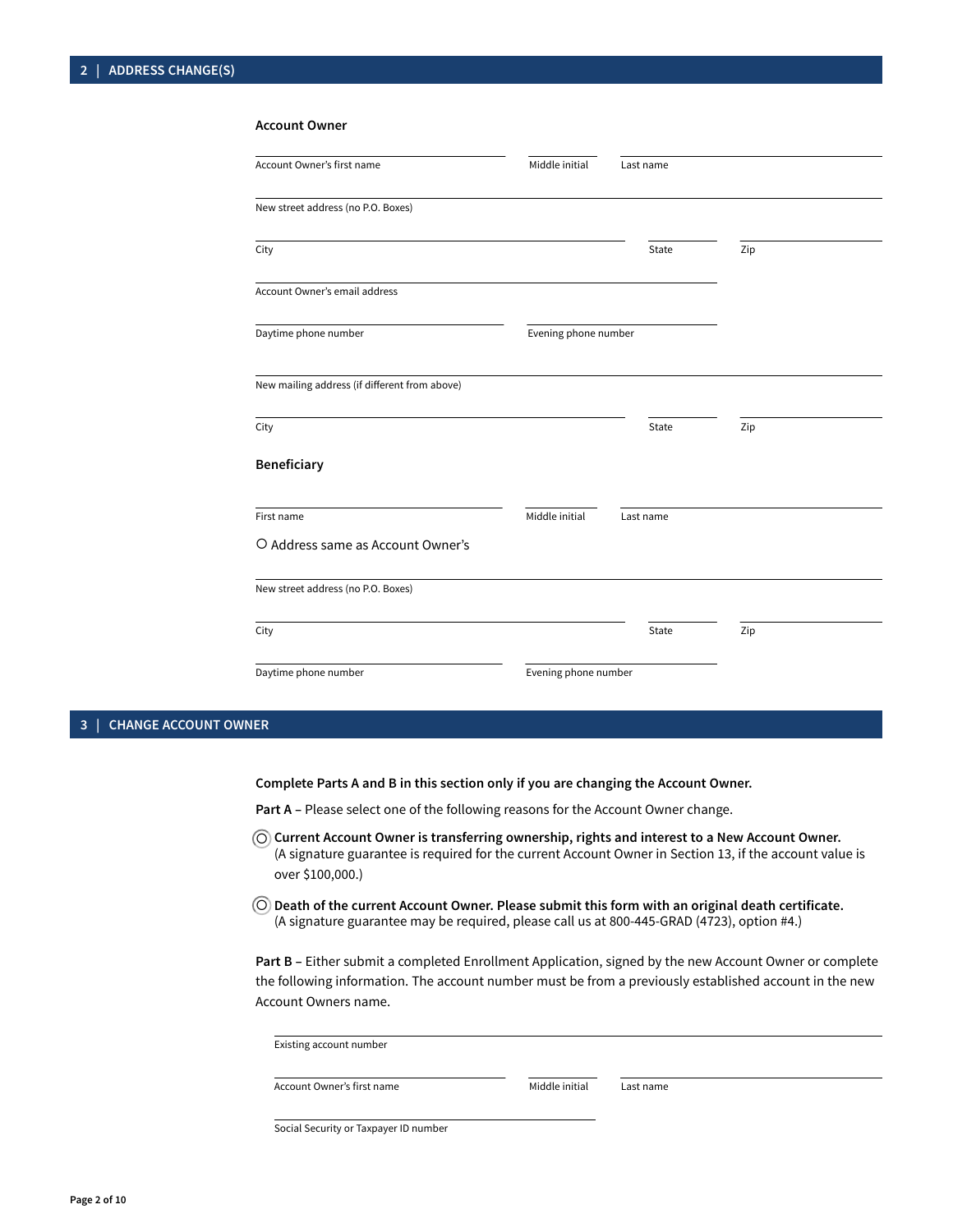## 2 | ADDRESS CHANGE(S)

**Account Owner**

Account Owner's first name | Middle initial | Last name

New street address (no P.O. Boxes)

City | State | Zip

Account Owner's email address

Daytime phone number | Evening phone number

New mailing address (if different from above)

City | State | Zip

**Beneficiary**

First name | Middle initial | Last name

○ Address same as Account Owner's

New street address (no P.O. Boxes)

City | State | Zip

Daytime phone number | Evening phone number

## 3 | CHANGE ACCOUNT OWNER

**Complete Parts A and B in this section only if you are changing the Account Owner.**

**Part A** – Please select one of the following reasons for the Account Owner change.

○ **Current Account Owner is transferring ownership, rights and interest to a New Account Owner.** (A signature guarantee is required for the current Account Owner in Section 13, if the account value is over $100,000.)

○ **Death of the current Account Owner. Please submit this form with an original death certificate.** (A signature guarantee may be required, please call us at 800-445-GRAD (4723), option #4.)

**Part B** – Either submit a completed Enrollment Application, signed by the new Account Owner or complete the following information. The account number must be from a previously established account in the new Account Owners name.

Existing account number

Account Owner's first name | Middle initial | Last name

Social Security or Taxpayer ID number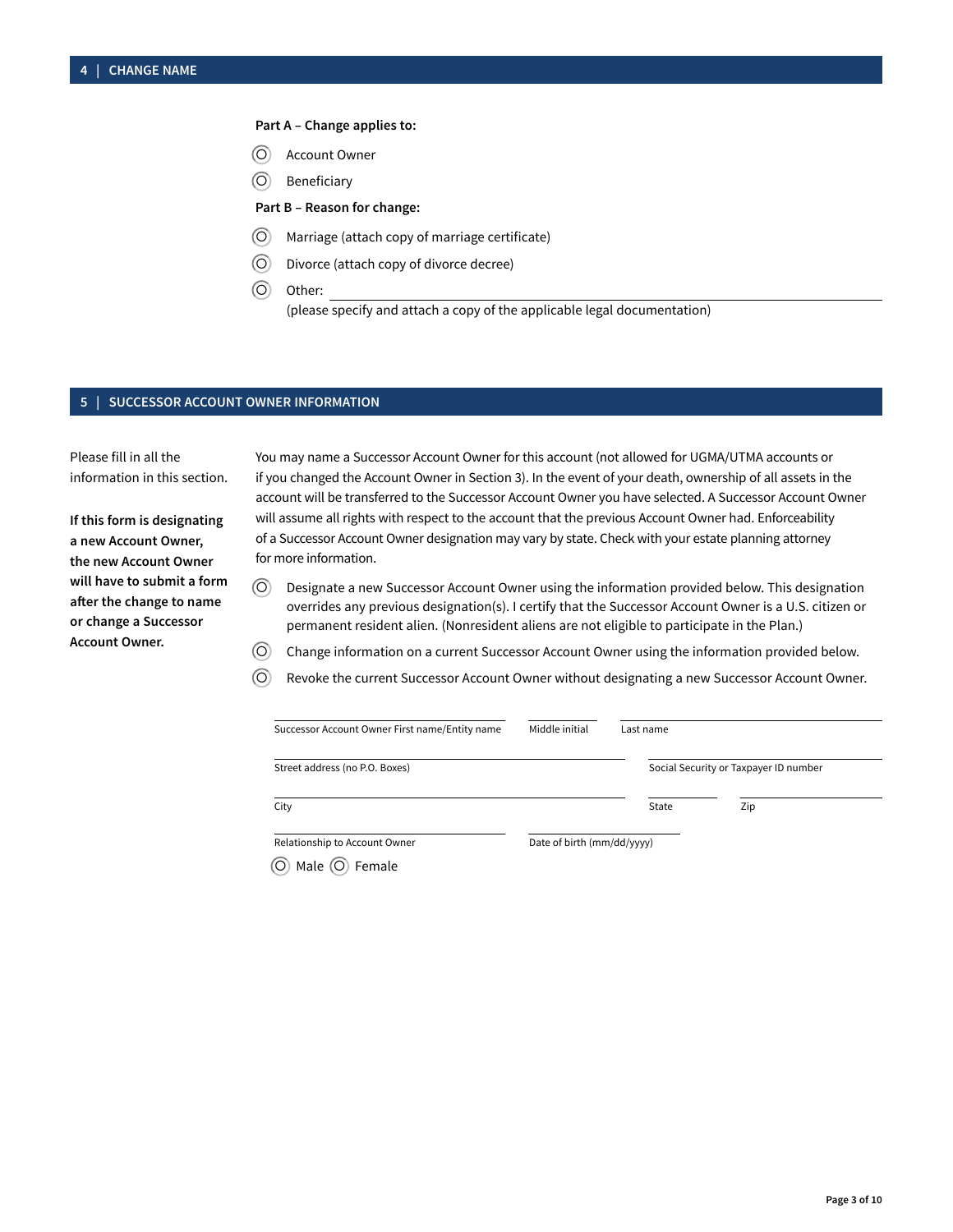## 4 | CHANGE NAME

**Part A – Change applies to:**

- ○ Account Owner
- ○ Beneficiary

**Part B – Reason for change:**

- ○ Marriage (attach copy of marriage certificate)
- ○ Divorce (attach copy of divorce decree)
- ○ Other: ______________________________
  (please specify and attach a copy of the applicable legal documentation)

## 5 | SUCCESSOR ACCOUNT OWNER INFORMATION

Please fill in all the information in this section.

**If this form is designating a new Account Owner, the new Account Owner will have to submit a form after the change to name or change a Successor Account Owner.**

You may name a Successor Account Owner for this account (not allowed for UGMA/UTMA accounts or if you changed the Account Owner in Section 3). In the event of your death, ownership of all assets in the account will be transferred to the Successor Account Owner you have selected. A Successor Account Owner will assume all rights with respect to the account that the previous Account Owner had. Enforceability of a Successor Account Owner designation may vary by state. Check with your estate planning attorney for more information.

- ○ Designate a new Successor Account Owner using the information provided below. This designation overrides any previous designation(s). I certify that the Successor Account Owner is a U.S. citizen or permanent resident alien. (Nonresident aliens are not eligible to participate in the Plan.)
- ○ Change information on a current Successor Account Owner using the information provided below.
- ○ Revoke the current Successor Account Owner without designating a new Successor Account Owner.

Successor Account Owner First name/Entity name ______________ Middle initial ______ Last name ______________

Street address (no P.O. Boxes) ______________ Social Security or Taxpayer ID number ______________

City ______________ State ______ Zip ______

Relationship to Account Owner ______________ Date of birth (mm/dd/yyyy) ______________

○ Male ○ Female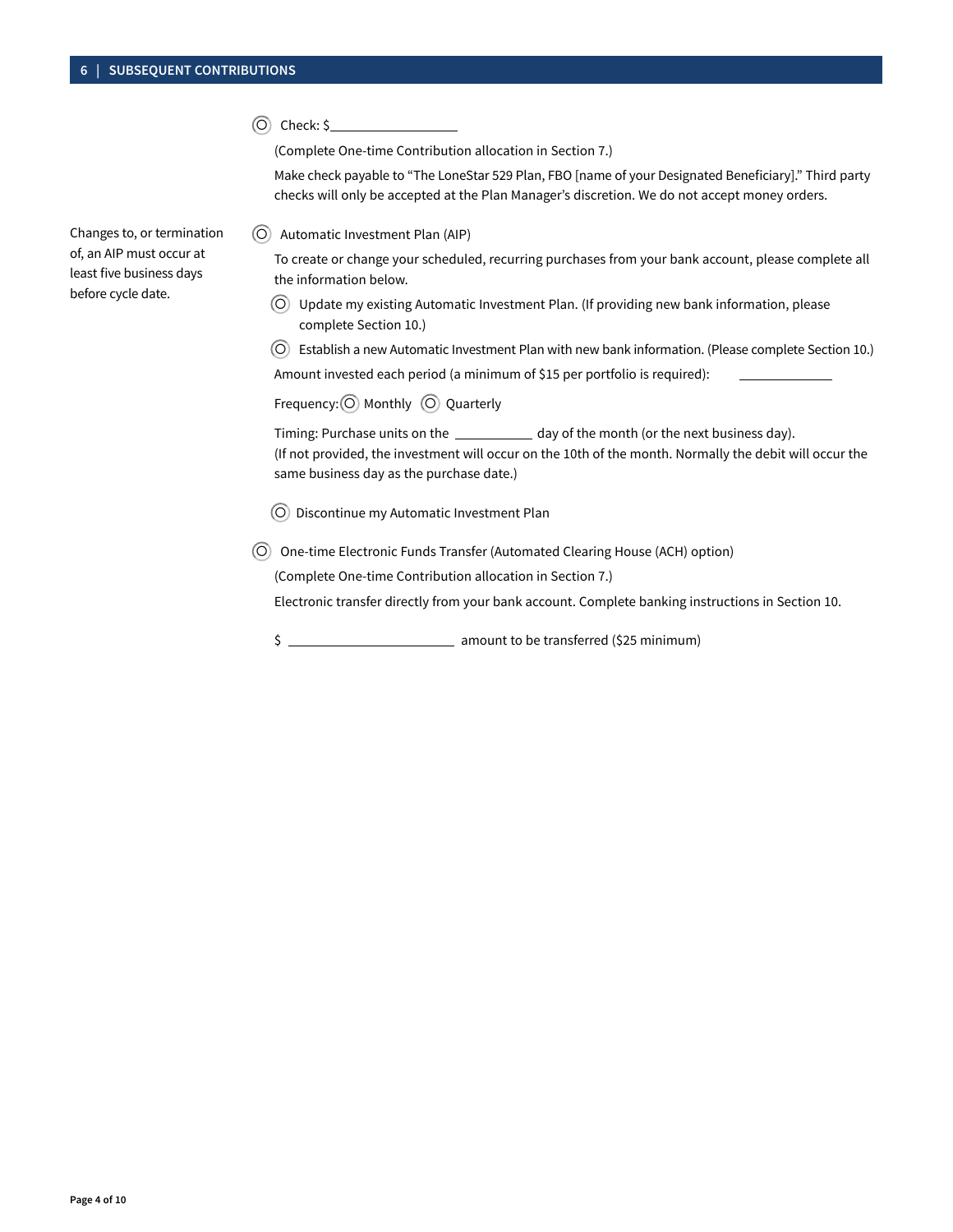## 6 | SUBSEQUENT CONTRIBUTIONS

○ Check: $__________________

(Complete One-time Contribution allocation in Section 7.)

Make check payable to "The LoneStar 529 Plan, FBO [name of your Designated Beneficiary]." Third party checks will only be accepted at the Plan Manager's discretion. We do not accept money orders.

Changes to, or termination of, an AIP must occur at least five business days before cycle date.

○ Automatic Investment Plan (AIP)

To create or change your scheduled, recurring purchases from your bank account, please complete all the information below.

- ○ Update my existing Automatic Investment Plan. (If providing new bank information, please complete Section 10.)
- ○ Establish a new Automatic Investment Plan with new bank information. (Please complete Section 10.)

Amount invested each period (a minimum of $15 per portfolio is required): ______________

Frequency: ○ Monthly ○ Quarterly

Timing: Purchase units on the ___________ day of the month (or the next business day).
(If not provided, the investment will occur on the 10th of the month. Normally the debit will occur the same business day as the purchase date.)

- ○ Discontinue my Automatic Investment Plan

○ One-time Electronic Funds Transfer (Automated Clearing House (ACH) option)

(Complete One-time Contribution allocation in Section 7.)

Electronic transfer directly from your bank account. Complete banking instructions in Section 10.

$ ________________________ amount to be transferred ($25 minimum)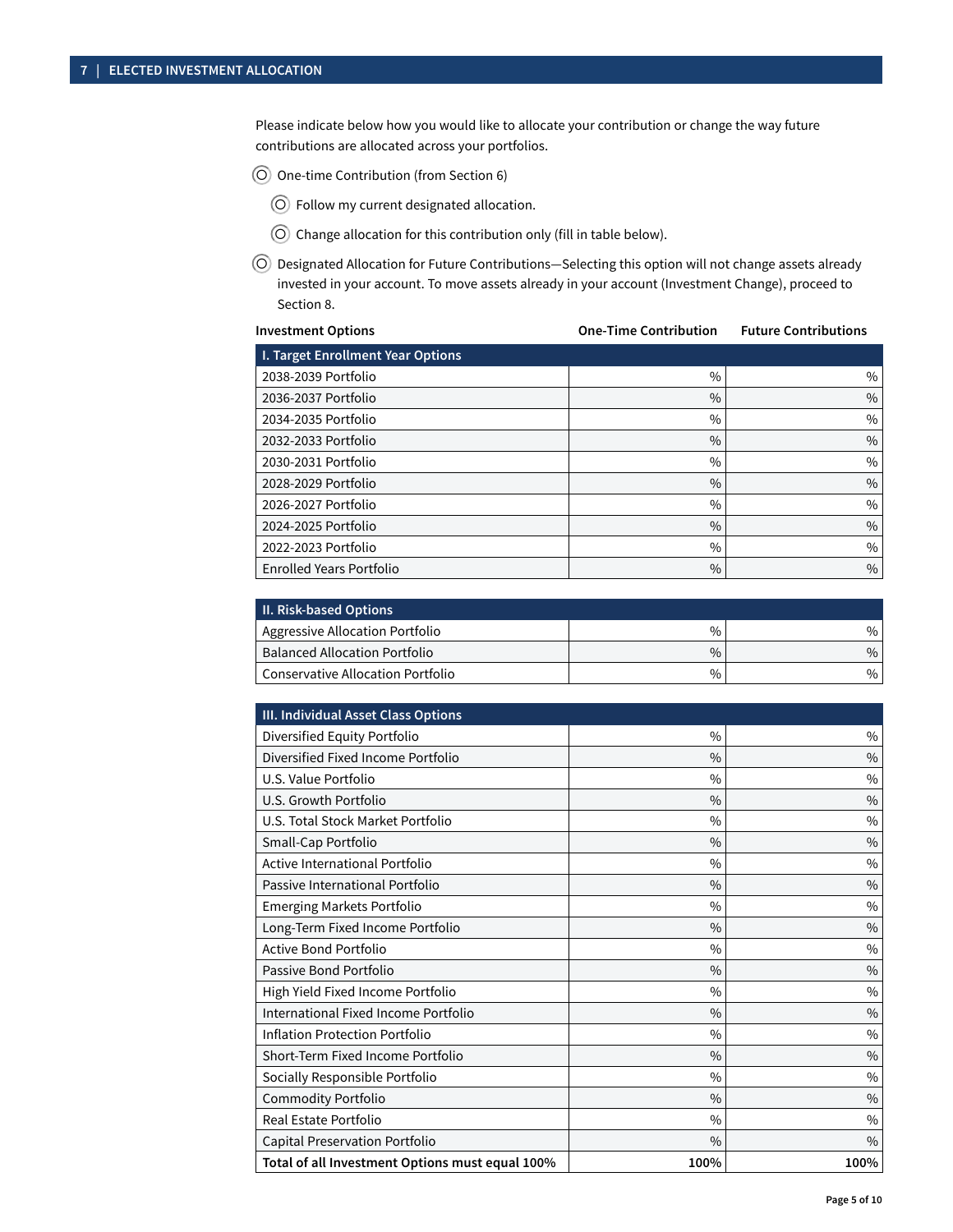## 7 | ELECTED INVESTMENT ALLOCATION

Please indicate below how you would like to allocate your contribution or change the way future contributions are allocated across your portfolios.

- ◯ One-time Contribution (from Section 6)
  - ◯ Follow my current designated allocation.
  - ◯ Change allocation for this contribution only (fill in table below).
- ◯ Designated Allocation for Future Contributions—Selecting this option will not change assets already invested in your account. To move assets already in your account (Investment Change), proceed to Section 8.

| Investment Options | One-Time Contribution | Future Contributions |
|---|---|---|
| **I. Target Enrollment Year Options** | | |
| 2038-2039 Portfolio | % | % |
| 2036-2037 Portfolio | % | % |
| 2034-2035 Portfolio | % | % |
| 2032-2033 Portfolio | % | % |
| 2030-2031 Portfolio | % | % |
| 2028-2029 Portfolio | % | % |
| 2026-2027 Portfolio | % | % |
| 2024-2025 Portfolio | % | % |
| 2022-2023 Portfolio | % | % |
| Enrolled Years Portfolio | % | % |
| **II. Risk-based Options** | | |
| Aggressive Allocation Portfolio | % | % |
| Balanced Allocation Portfolio | % | % |
| Conservative Allocation Portfolio | % | % |
| **III. Individual Asset Class Options** | | |
| Diversified Equity Portfolio | % | % |
| Diversified Fixed Income Portfolio | % | % |
| U.S. Value Portfolio | % | % |
| U.S. Growth Portfolio | % | % |
| U.S. Total Stock Market Portfolio | % | % |
| Small-Cap Portfolio | % | % |
| Active International Portfolio | % | % |
| Passive International Portfolio | % | % |
| Emerging Markets Portfolio | % | % |
| Long-Term Fixed Income Portfolio | % | % |
| Active Bond Portfolio | % | % |
| Passive Bond Portfolio | % | % |
| High Yield Fixed Income Portfolio | % | % |
| International Fixed Income Portfolio | % | % |
| Inflation Protection Portfolio | % | % |
| Short-Term Fixed Income Portfolio | % | % |
| Socially Responsible Portfolio | % | % |
| Commodity Portfolio | % | % |
| Real Estate Portfolio | % | % |
| Capital Preservation Portfolio | % | % |
| **Total of all Investment Options must equal 100%** | **100%** | **100%** |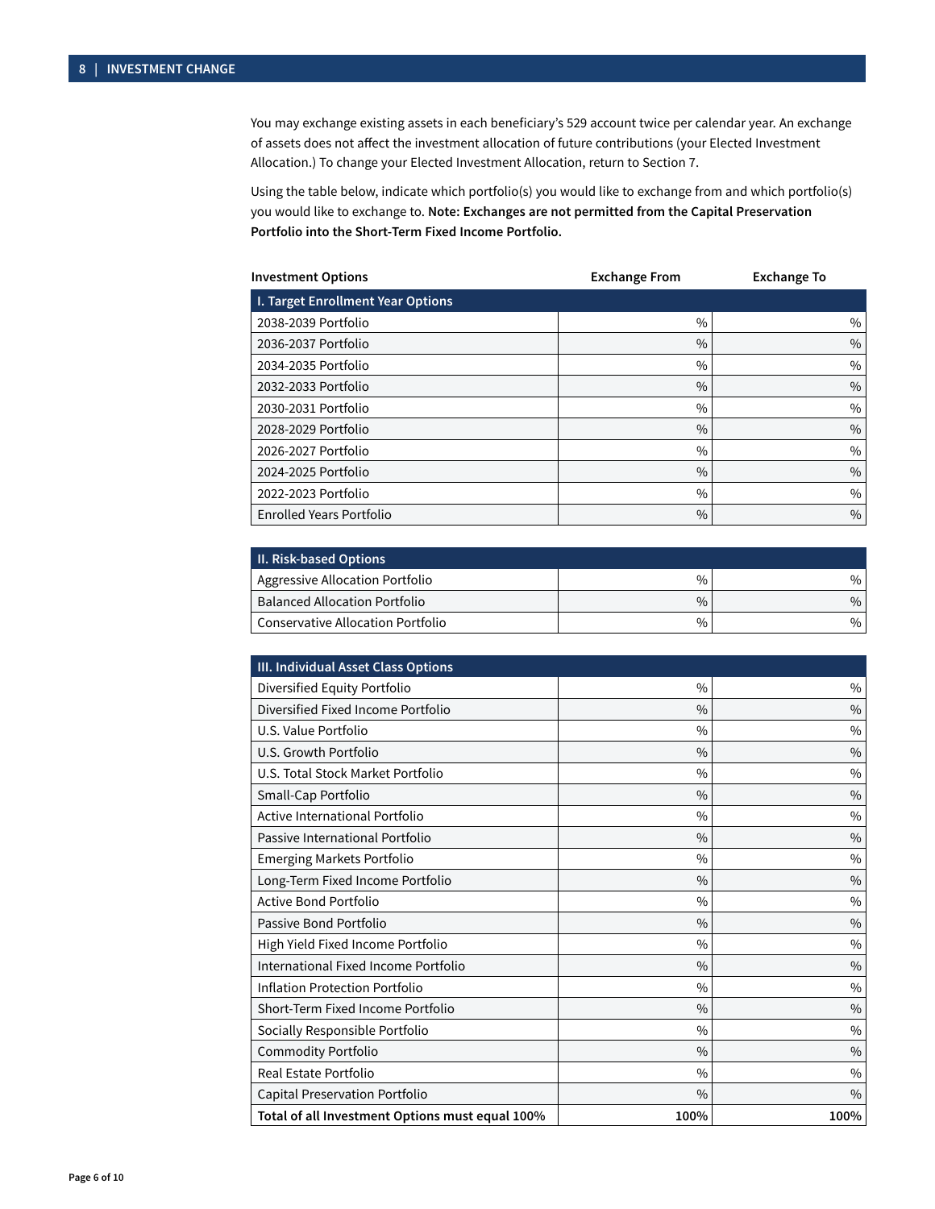## 8 | INVESTMENT CHANGE

You may exchange existing assets in each beneficiary's 529 account twice per calendar year. An exchange of assets does not affect the investment allocation of future contributions (your Elected Investment Allocation.) To change your Elected Investment Allocation, return to Section 7.

Using the table below, indicate which portfolio(s) you would like to exchange from and which portfolio(s) you would like to exchange to. **Note: Exchanges are not permitted from the Capital Preservation Portfolio into the Short-Term Fixed Income Portfolio.**

| Investment Options | Exchange From | Exchange To |
|---|---|---|
| **I. Target Enrollment Year Options** | | |
| 2038-2039 Portfolio | % | % |
| 2036-2037 Portfolio | % | % |
| 2034-2035 Portfolio | % | % |
| 2032-2033 Portfolio | % | % |
| 2030-2031 Portfolio | % | % |
| 2028-2029 Portfolio | % | % |
| 2026-2027 Portfolio | % | % |
| 2024-2025 Portfolio | % | % |
| 2022-2023 Portfolio | % | % |
| Enrolled Years Portfolio | % | % |
| **II. Risk-based Options** | | |
| Aggressive Allocation Portfolio | % | % |
| Balanced Allocation Portfolio | % | % |
| Conservative Allocation Portfolio | % | % |
| **III. Individual Asset Class Options** | | |
| Diversified Equity Portfolio | % | % |
| Diversified Fixed Income Portfolio | % | % |
| U.S. Value Portfolio | % | % |
| U.S. Growth Portfolio | % | % |
| U.S. Total Stock Market Portfolio | % | % |
| Small-Cap Portfolio | % | % |
| Active International Portfolio | % | % |
| Passive International Portfolio | % | % |
| Emerging Markets Portfolio | % | % |
| Long-Term Fixed Income Portfolio | % | % |
| Active Bond Portfolio | % | % |
| Passive Bond Portfolio | % | % |
| High Yield Fixed Income Portfolio | % | % |
| International Fixed Income Portfolio | % | % |
| Inflation Protection Portfolio | % | % |
| Short-Term Fixed Income Portfolio | % | % |
| Socially Responsible Portfolio | % | % |
| Commodity Portfolio | % | % |
| Real Estate Portfolio | % | % |
| Capital Preservation Portfolio | % | % |
| **Total of all Investment Options must equal 100%** | **100%** | **100%** |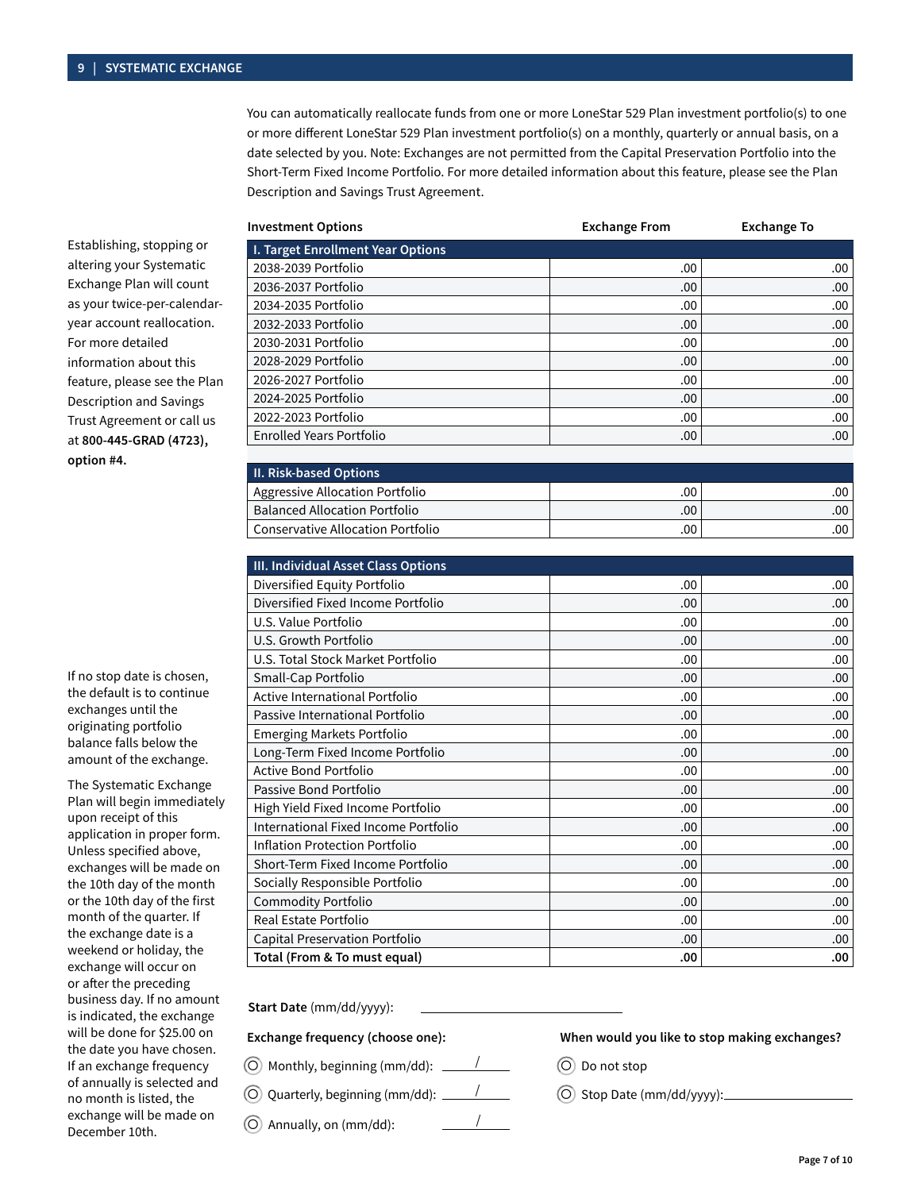## 9 | SYSTEMATIC EXCHANGE

You can automatically reallocate funds from one or more LoneStar 529 Plan investment portfolio(s) to one or more different LoneStar 529 Plan investment portfolio(s) on a monthly, quarterly or annual basis, on a date selected by you. Note: Exchanges are not permitted from the Capital Preservation Portfolio into the Short-Term Fixed Income Portfolio. For more detailed information about this feature, please see the Plan Description and Savings Trust Agreement.

Establishing, stopping or altering your Systematic Exchange Plan will count as your twice-per-calendar-year account reallocation. For more detailed information about this feature, please see the Plan Description and Savings Trust Agreement or call us at **800-445-GRAD (4723), option #4.**

| Investment Options | Exchange From | Exchange To |
|---|---|---|
| **I. Target Enrollment Year Options** | | |
| 2038-2039 Portfolio | .00 | .00 |
| 2036-2037 Portfolio | .00 | .00 |
| 2034-2035 Portfolio | .00 | .00 |
| 2032-2033 Portfolio | .00 | .00 |
| 2030-2031 Portfolio | .00 | .00 |
| 2028-2029 Portfolio | .00 | .00 |
| 2026-2027 Portfolio | .00 | .00 |
| 2024-2025 Portfolio | .00 | .00 |
| 2022-2023 Portfolio | .00 | .00 |
| Enrolled Years Portfolio | .00 | .00 |
| **II. Risk-based Options** | | |
| Aggressive Allocation Portfolio | .00 | .00 |
| Balanced Allocation Portfolio | .00 | .00 |
| Conservative Allocation Portfolio | .00 | .00 |
| **III. Individual Asset Class Options** | | |
| Diversified Equity Portfolio | .00 | .00 |
| Diversified Fixed Income Portfolio | .00 | .00 |
| U.S. Value Portfolio | .00 | .00 |
| U.S. Growth Portfolio | .00 | .00 |
| U.S. Total Stock Market Portfolio | .00 | .00 |
| Small-Cap Portfolio | .00 | .00 |
| Active International Portfolio | .00 | .00 |
| Passive International Portfolio | .00 | .00 |
| Emerging Markets Portfolio | .00 | .00 |
| Long-Term Fixed Income Portfolio | .00 | .00 |
| Active Bond Portfolio | .00 | .00 |
| Passive Bond Portfolio | .00 | .00 |
| High Yield Fixed Income Portfolio | .00 | .00 |
| International Fixed Income Portfolio | .00 | .00 |
| Inflation Protection Portfolio | .00 | .00 |
| Short-Term Fixed Income Portfolio | .00 | .00 |
| Socially Responsible Portfolio | .00 | .00 |
| Commodity Portfolio | .00 | .00 |
| Real Estate Portfolio | .00 | .00 |
| Capital Preservation Portfolio | .00 | .00 |
| **Total (From & To must equal)** | **.00** | **.00** |

If no stop date is chosen, the default is to continue exchanges until the originating portfolio balance falls below the amount of the exchange.

The Systematic Exchange Plan will begin immediately upon receipt of this application in proper form. Unless specified above, exchanges will be made on the 10th day of the month or the 10th day of the first month of the quarter. If the exchange date is a weekend or holiday, the exchange will occur on or after the preceding business day. If no amount is indicated, the exchange will be done for $25.00 on the date you have chosen. If an exchange frequency of annually is selected and no month is listed, the exchange will be made on December 10th.

**Start Date** (mm/dd/yyyy): ____________________

**Exchange frequency (choose one):**

- ◯ Monthly, beginning (mm/dd): ____/____
- ◯ Quarterly, beginning (mm/dd): ____/____
- ◯ Annually, on (mm/dd): ____/____

**When would you like to stop making exchanges?**

- ◯ Do not stop
- ◯ Stop Date (mm/dd/yyyy): ____________________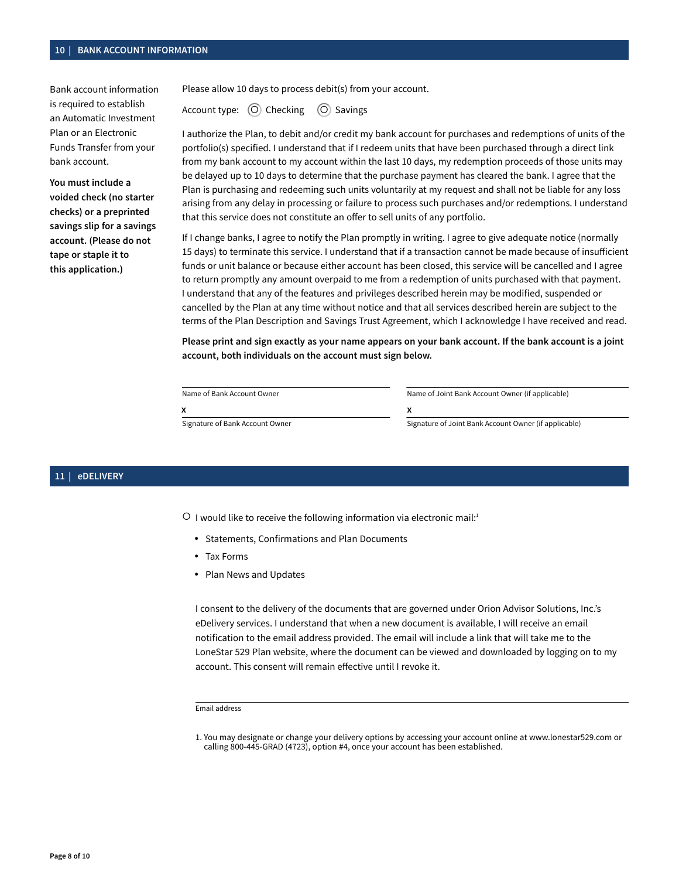## 10 | BANK ACCOUNT INFORMATION

Bank account information is required to establish an Automatic Investment Plan or an Electronic Funds Transfer from your bank account.

**You must include a voided check (no starter checks) or a preprinted savings slip for a savings account. (Please do not tape or staple it to this application.)**

Please allow 10 days to process debit(s) from your account.

Account type: ○ Checking ○ Savings

I authorize the Plan, to debit and/or credit my bank account for purchases and redemptions of units of the portfolio(s) specified. I understand that if I redeem units that have been purchased through a direct link from my bank account to my account within the last 10 days, my redemption proceeds of those units may be delayed up to 10 days to determine that the purchase payment has cleared the bank. I agree that the Plan is purchasing and redeeming such units voluntarily at my request and shall not be liable for any loss arising from any delay in processing or failure to process such purchases and/or redemptions. I understand that this service does not constitute an offer to sell units of any portfolio.

If I change banks, I agree to notify the Plan promptly in writing. I agree to give adequate notice (normally 15 days) to terminate this service. I understand that if a transaction cannot be made because of insufficient funds or unit balance or because either account has been closed, this service will be cancelled and I agree to return promptly any amount overpaid to me from a redemption of units purchased with that payment. I understand that any of the features and privileges described herein may be modified, suspended or cancelled by the Plan at any time without notice and that all services described herein are subject to the terms of the Plan Description and Savings Trust Agreement, which I acknowledge I have received and read.

**Please print and sign exactly as your name appears on your bank account. If the bank account is a joint account, both individuals on the account must sign below.**

Name of Bank Account Owner

x

Signature of Bank Account Owner

Name of Joint Bank Account Owner (if applicable)

x

Signature of Joint Bank Account Owner (if applicable)

## 11 | eDELIVERY

○ I would like to receive the following information via electronic mail:[1]

- Statements, Confirmations and Plan Documents
- Tax Forms
- Plan News and Updates

I consent to the delivery of the documents that are governed under Orion Advisor Solutions, Inc.'s eDelivery services. I understand that when a new document is available, I will receive an email notification to the email address provided. The email will include a link that will take me to the LoneStar 529 Plan website, where the document can be viewed and downloaded by logging on to my account. This consent will remain effective until I revoke it.

Email address

1. You may designate or change your delivery options by accessing your account online at www.lonestar529.com or calling 800-445-GRAD (4723), option #4, once your account has been established.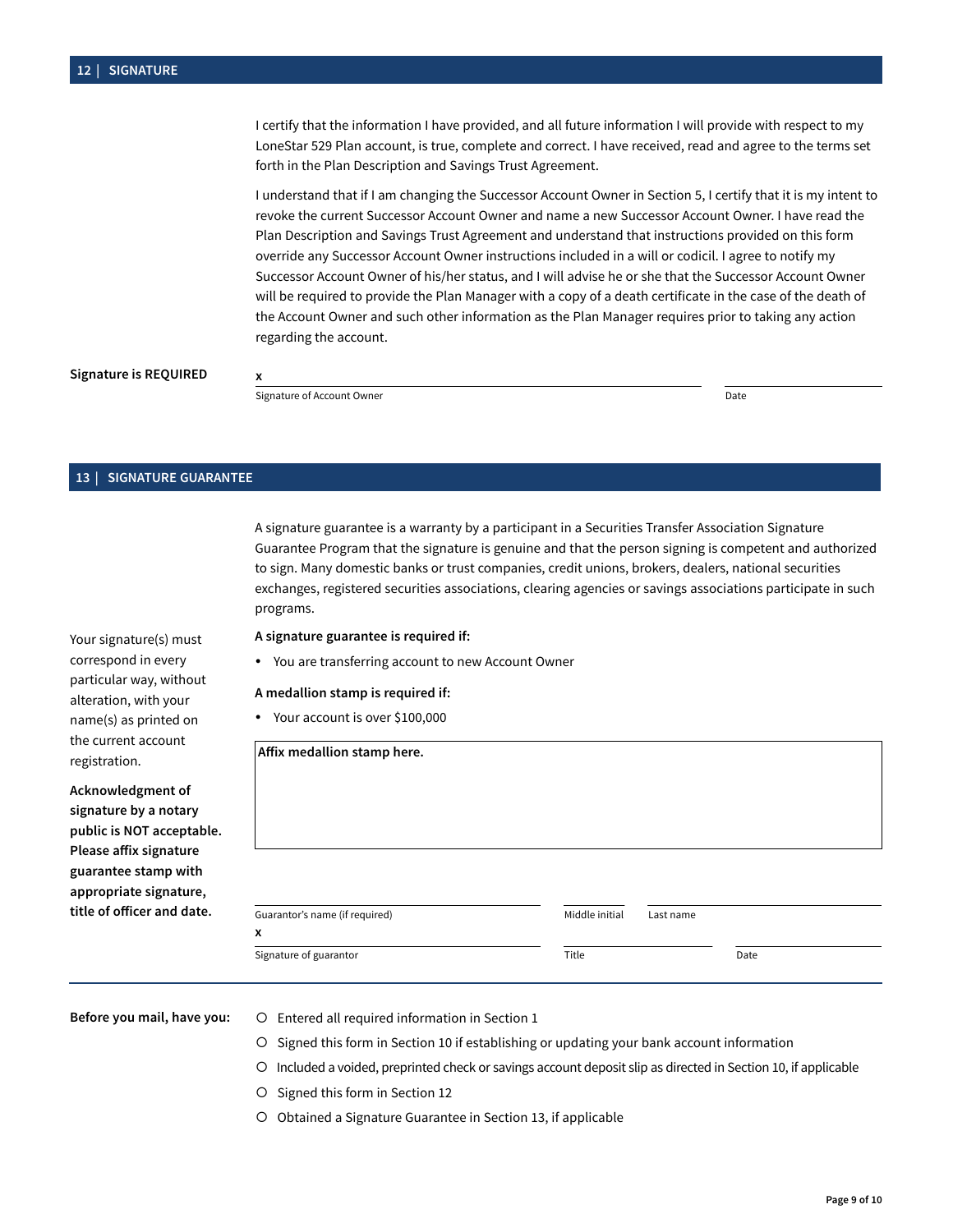## 12 | SIGNATURE

I certify that the information I have provided, and all future information I will provide with respect to my LoneStar 529 Plan account, is true, complete and correct. I have received, read and agree to the terms set forth in the Plan Description and Savings Trust Agreement.

I understand that if I am changing the Successor Account Owner in Section 5, I certify that it is my intent to revoke the current Successor Account Owner and name a new Successor Account Owner. I have read the Plan Description and Savings Trust Agreement and understand that instructions provided on this form override any Successor Account Owner instructions included in a will or codicil. I agree to notify my Successor Account Owner of his/her status, and I will advise he or she that the Successor Account Owner will be required to provide the Plan Manager with a copy of a death certificate in the case of the death of the Account Owner and such other information as the Plan Manager requires prior to taking any action regarding the account.

**Signature is REQUIRED**

x ______________________________ Signature of Account Owner

______________ Date

## 13 | SIGNATURE GUARANTEE

A signature guarantee is a warranty by a participant in a Securities Transfer Association Signature Guarantee Program that the signature is genuine and that the person signing is competent and authorized to sign. Many domestic banks or trust companies, credit unions, brokers, dealers, national securities exchanges, registered securities associations, clearing agencies or savings associations participate in such programs.

Your signature(s) must correspond in every particular way, without alteration, with your name(s) as printed on the current account registration.

**Acknowledgment of signature by a notary public is NOT acceptable. Please affix signature guarantee stamp with appropriate signature, title of officer and date.**

**A signature guarantee is required if:**

- You are transferring account to new Account Owner

**A medallion stamp is required if:**

- Your account is over $100,000

**Affix medallion stamp here.**

______________ Guarantor's name (if required) ______ Middle initial ______________ Last name

x ______________ Signature of guarantor ______________ Title ______________ Date

**Before you mail, have you:**

- ○ Entered all required information in Section 1
- ○ Signed this form in Section 10 if establishing or updating your bank account information
- ○ Included a voided, preprinted check or savings account deposit slip as directed in Section 10, if applicable
- ○ Signed this form in Section 12
- ○ Obtained a Signature Guarantee in Section 13, if applicable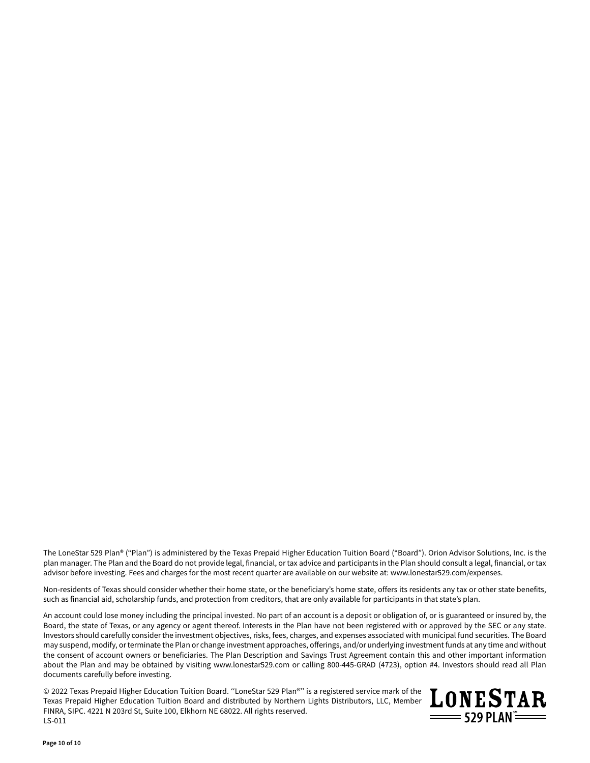The LoneStar 529 Plan® ("Plan") is administered by the Texas Prepaid Higher Education Tuition Board ("Board"). Orion Advisor Solutions, Inc. is the plan manager. The Plan and the Board do not provide legal, financial, or tax advice and participants in the Plan should consult a legal, financial, or tax advisor before investing. Fees and charges for the most recent quarter are available on our website at: www.lonestar529.com/expenses.

Non-residents of Texas should consider whether their home state, or the beneficiary's home state, offers its residents any tax or other state benefits, such as financial aid, scholarship funds, and protection from creditors, that are only available for participants in that state's plan.

An account could lose money including the principal invested. No part of an account is a deposit or obligation of, or is guaranteed or insured by, the Board, the state of Texas, or any agency or agent thereof. Interests in the Plan have not been registered with or approved by the SEC or any state. Investors should carefully consider the investment objectives, risks, fees, charges, and expenses associated with municipal fund securities. The Board may suspend, modify, or terminate the Plan or change investment approaches, offerings, and/or underlying investment funds at any time and without the consent of account owners or beneficiaries. The Plan Description and Savings Trust Agreement contain this and other important information about the Plan and may be obtained by visiting www.lonestar529.com or calling 800-445-GRAD (4723), option #4. Investors should read all Plan documents carefully before investing.

© 2022 Texas Prepaid Higher Education Tuition Board. ''LoneStar 529 Plan®'' is a registered service mark of the Texas Prepaid Higher Education Tuition Board and distributed by Northern Lights Distributors, LLC, Member FINRA, SIPC. 4221 N 203rd St, Suite 100, Elkhorn NE 68022. All rights reserved.
LS-011

LONESTAR 529 PLAN℠